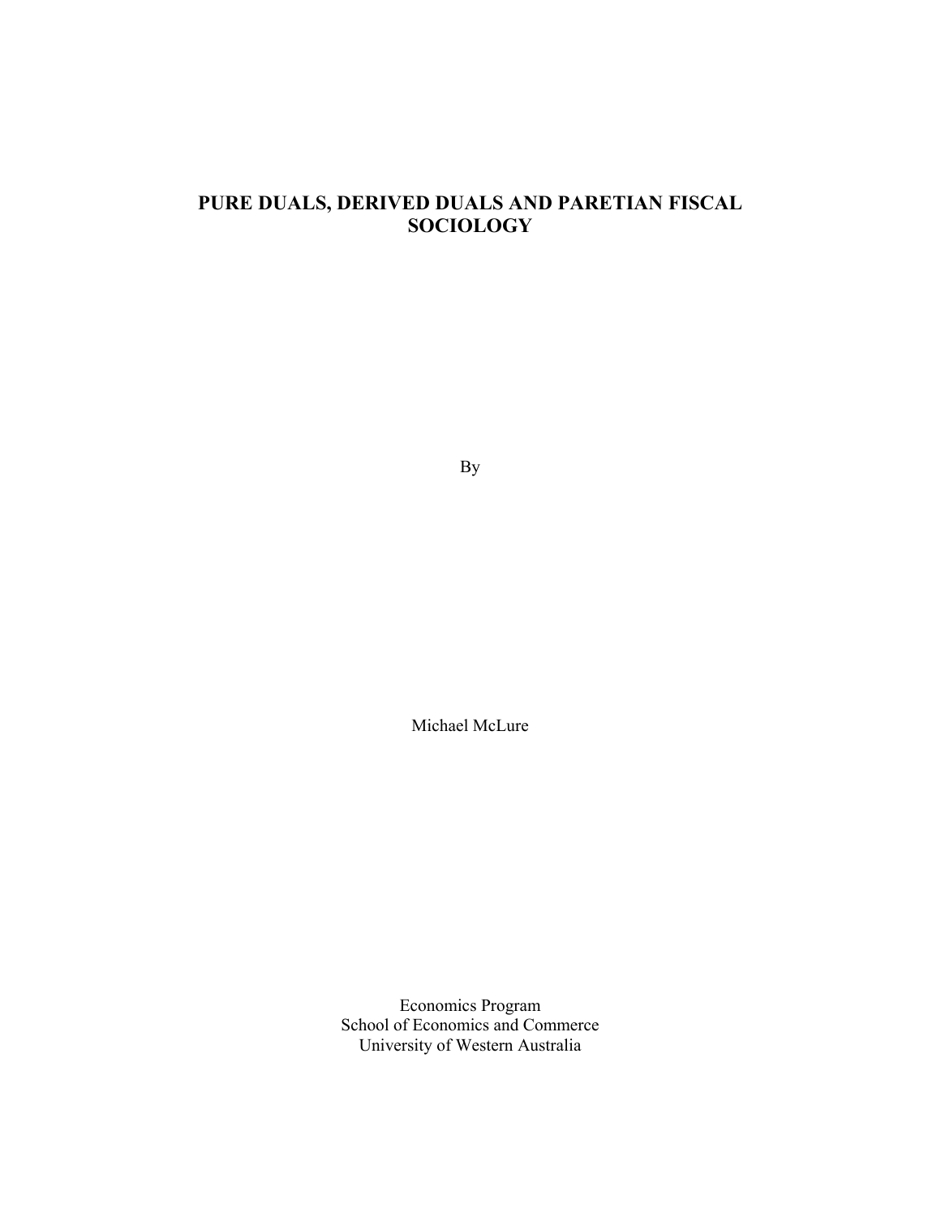# PURE DUALS, DERIVED DUALS AND PARETIAN FISCAL SOCIOLOGY

By

Michael McLure

Economics Program  
School of Economics and Commerce  
University of Western Australia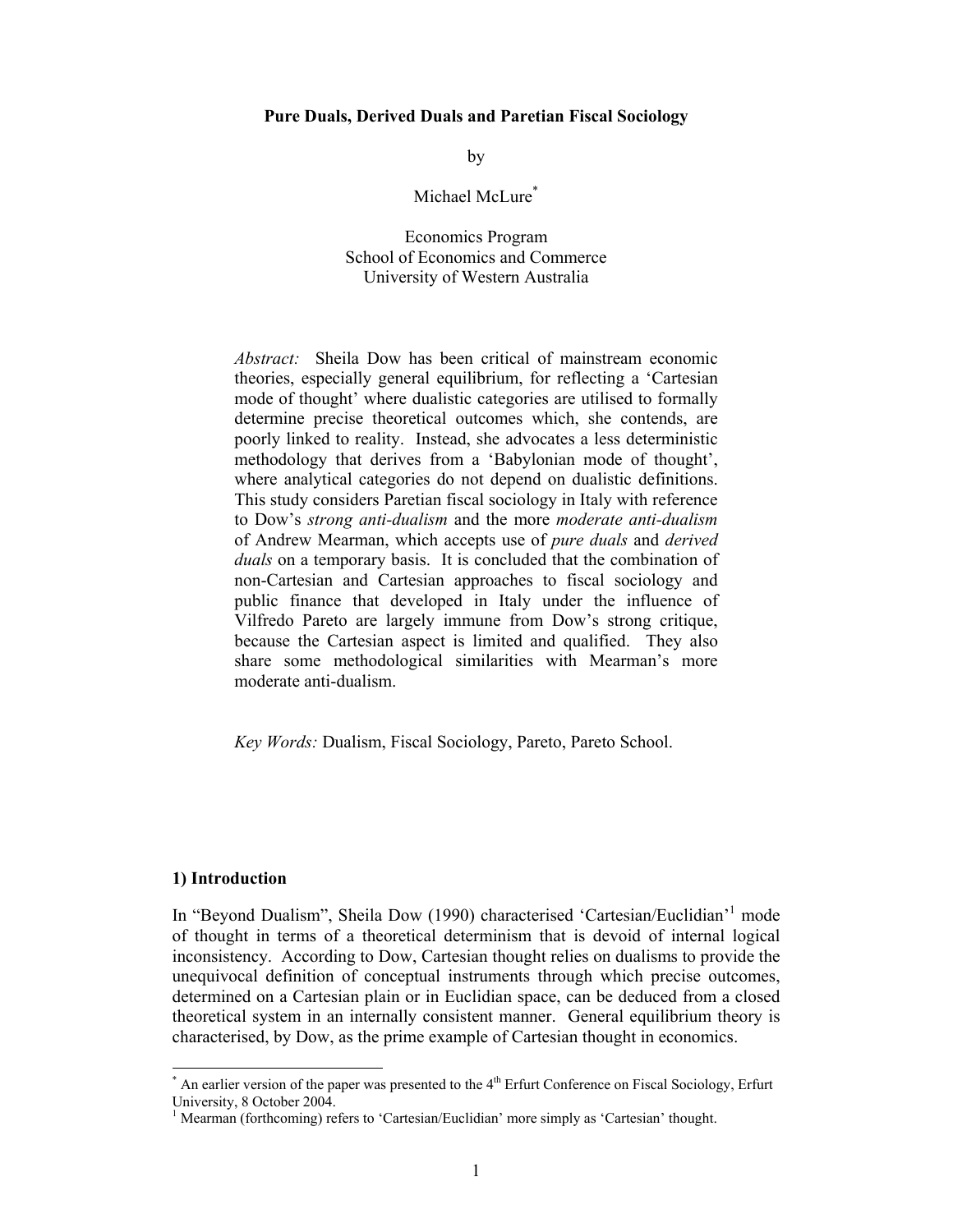**Pure Duals, Derived Duals and Paretian Fiscal Sociology**

by

Michael McLure[*]

Economics Program
School of Economics and Commerce
University of Western Australia

*Abstract:* Sheila Dow has been critical of mainstream economic theories, especially general equilibrium, for reflecting a 'Cartesian mode of thought' where dualistic categories are utilised to formally determine precise theoretical outcomes which, she contends, are poorly linked to reality. Instead, she advocates a less deterministic methodology that derives from a 'Babylonian mode of thought', where analytical categories do not depend on dualistic definitions. This study considers Paretian fiscal sociology in Italy with reference to Dow's *strong anti-dualism* and the more *moderate anti-dualism* of Andrew Mearman, which accepts use of *pure duals* and *derived duals* on a temporary basis. It is concluded that the combination of non-Cartesian and Cartesian approaches to fiscal sociology and public finance that developed in Italy under the influence of Vilfredo Pareto are largely immune from Dow's strong critique, because the Cartesian aspect is limited and qualified. They also share some methodological similarities with Mearman's more moderate anti-dualism.

*Key Words:* Dualism, Fiscal Sociology, Pareto, Pareto School.

## 1) Introduction

In "Beyond Dualism", Sheila Dow (1990) characterised 'Cartesian/Euclidian'[1] mode of thought in terms of a theoretical determinism that is devoid of internal logical inconsistency. According to Dow, Cartesian thought relies on dualisms to provide the unequivocal definition of conceptual instruments through which precise outcomes, determined on a Cartesian plain or in Euclidian space, can be deduced from a closed theoretical system in an internally consistent manner. General equilibrium theory is characterised, by Dow, as the prime example of Cartesian thought in economics.

[*] An earlier version of the paper was presented to the 4th Erfurt Conference on Fiscal Sociology, Erfurt University, 8 October 2004.

[1] Mearman (forthcoming) refers to 'Cartesian/Euclidian' more simply as 'Cartesian' thought.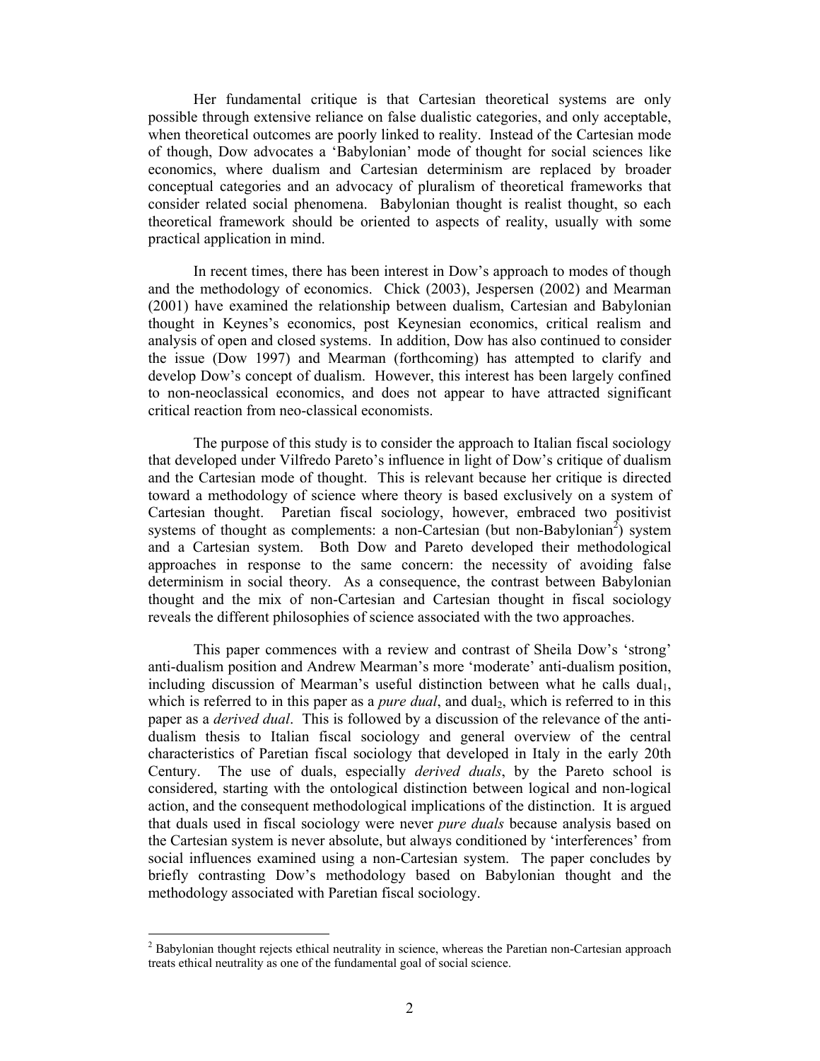Her fundamental critique is that Cartesian theoretical systems are only possible through extensive reliance on false dualistic categories, and only acceptable, when theoretical outcomes are poorly linked to reality. Instead of the Cartesian mode of though, Dow advocates a 'Babylonian' mode of thought for social sciences like economics, where dualism and Cartesian determinism are replaced by broader conceptual categories and an advocacy of pluralism of theoretical frameworks that consider related social phenomena. Babylonian thought is realist thought, so each theoretical framework should be oriented to aspects of reality, usually with some practical application in mind.

In recent times, there has been interest in Dow's approach to modes of though and the methodology of economics. Chick (2003), Jespersen (2002) and Mearman (2001) have examined the relationship between dualism, Cartesian and Babylonian thought in Keynes's economics, post Keynesian economics, critical realism and analysis of open and closed systems. In addition, Dow has also continued to consider the issue (Dow 1997) and Mearman (forthcoming) has attempted to clarify and develop Dow's concept of dualism. However, this interest has been largely confined to non-neoclassical economics, and does not appear to have attracted significant critical reaction from neo-classical economists.

The purpose of this study is to consider the approach to Italian fiscal sociology that developed under Vilfredo Pareto's influence in light of Dow's critique of dualism and the Cartesian mode of thought. This is relevant because her critique is directed toward a methodology of science where theory is based exclusively on a system of Cartesian thought. Paretian fiscal sociology, however, embraced two positivist systems of thought as complements: a non-Cartesian (but non-Babylonian[2]) system and a Cartesian system. Both Dow and Pareto developed their methodological approaches in response to the same concern: the necessity of avoiding false determinism in social theory. As a consequence, the contrast between Babylonian thought and the mix of non-Cartesian and Cartesian thought in fiscal sociology reveals the different philosophies of science associated with the two approaches.

This paper commences with a review and contrast of Sheila Dow's 'strong' anti-dualism position and Andrew Mearman's more 'moderate' anti-dualism position, including discussion of Mearman's useful distinction between what he calls $\text{dual}_1$, which is referred to in this paper as a *pure dual*, and $\text{dual}_2$, which is referred to in this paper as a *derived dual*. This is followed by a discussion of the relevance of the anti-dualism thesis to Italian fiscal sociology and general overview of the central characteristics of Paretian fiscal sociology that developed in Italy in the early 20th Century. The use of duals, especially *derived duals*, by the Pareto school is considered, starting with the ontological distinction between logical and non-logical action, and the consequent methodological implications of the distinction. It is argued that duals used in fiscal sociology were never *pure duals* because analysis based on the Cartesian system is never absolute, but always conditioned by 'interferences' from social influences examined using a non-Cartesian system. The paper concludes by briefly contrasting Dow's methodology based on Babylonian thought and the methodology associated with Paretian fiscal sociology.

---

[2] Babylonian thought rejects ethical neutrality in science, whereas the Paretian non-Cartesian approach treats ethical neutrality as one of the fundamental goal of social science.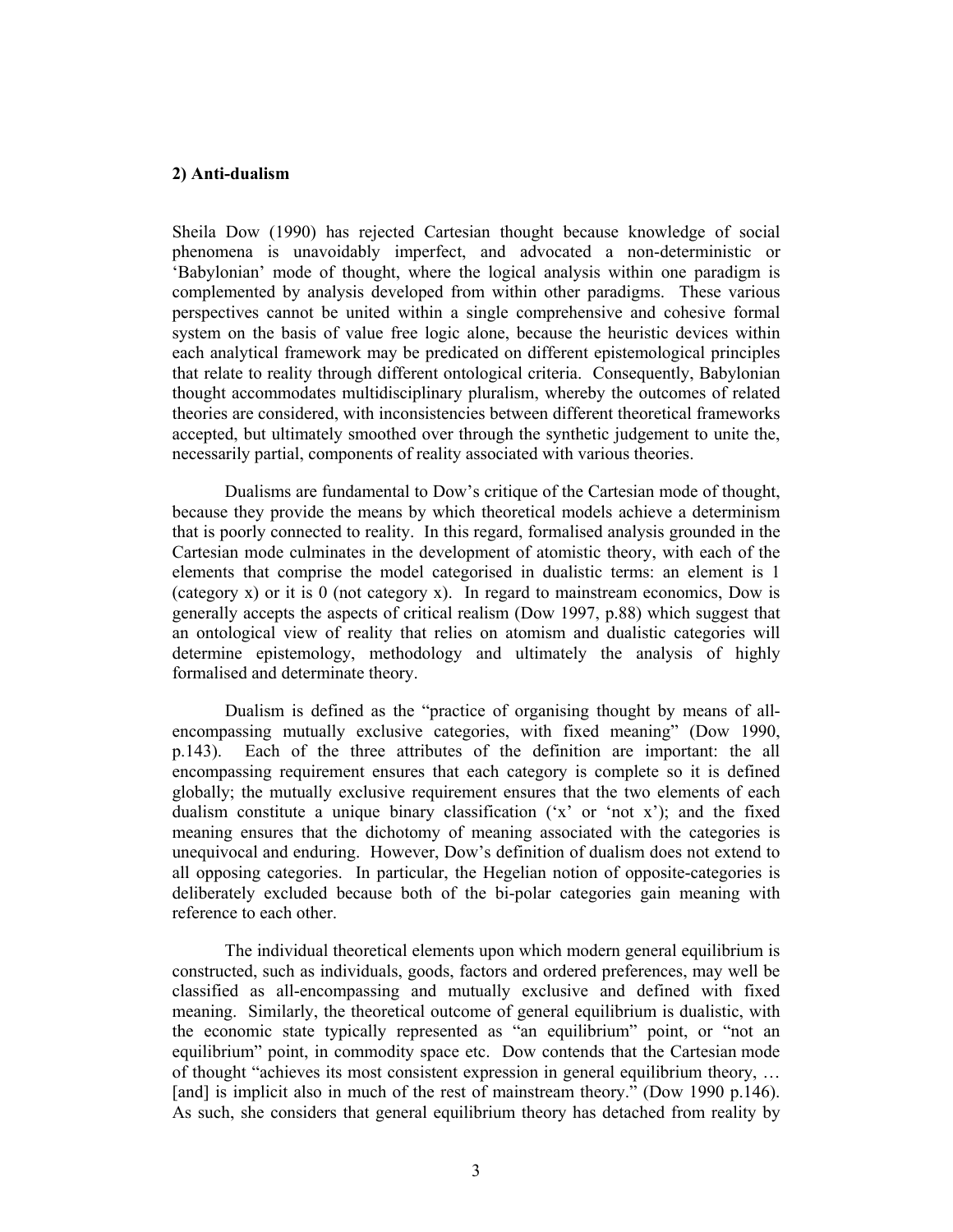### 2) Anti-dualism

Sheila Dow (1990) has rejected Cartesian thought because knowledge of social phenomena is unavoidably imperfect, and advocated a non-deterministic or 'Babylonian' mode of thought, where the logical analysis within one paradigm is complemented by analysis developed from within other paradigms. These various perspectives cannot be united within a single comprehensive and cohesive formal system on the basis of value free logic alone, because the heuristic devices within each analytical framework may be predicated on different epistemological principles that relate to reality through different ontological criteria. Consequently, Babylonian thought accommodates multidisciplinary pluralism, whereby the outcomes of related theories are considered, with inconsistencies between different theoretical frameworks accepted, but ultimately smoothed over through the synthetic judgement to unite the, necessarily partial, components of reality associated with various theories.

Dualisms are fundamental to Dow's critique of the Cartesian mode of thought, because they provide the means by which theoretical models achieve a determinism that is poorly connected to reality. In this regard, formalised analysis grounded in the Cartesian mode culminates in the development of atomistic theory, with each of the elements that comprise the model categorised in dualistic terms: an element is 1 (category x) or it is 0 (not category x). In regard to mainstream economics, Dow is generally accepts the aspects of critical realism (Dow 1997, p.88) which suggest that an ontological view of reality that relies on atomism and dualistic categories will determine epistemology, methodology and ultimately the analysis of highly formalised and determinate theory.

Dualism is defined as the "practice of organising thought by means of all-encompassing mutually exclusive categories, with fixed meaning" (Dow 1990, p.143). Each of the three attributes of the definition are important: the all encompassing requirement ensures that each category is complete so it is defined globally; the mutually exclusive requirement ensures that the two elements of each dualism constitute a unique binary classification ('x' or 'not x'); and the fixed meaning ensures that the dichotomy of meaning associated with the categories is unequivocal and enduring. However, Dow's definition of dualism does not extend to all opposing categories. In particular, the Hegelian notion of opposite-categories is deliberately excluded because both of the bi-polar categories gain meaning with reference to each other.

The individual theoretical elements upon which modern general equilibrium is constructed, such as individuals, goods, factors and ordered preferences, may well be classified as all-encompassing and mutually exclusive and defined with fixed meaning. Similarly, the theoretical outcome of general equilibrium is dualistic, with the economic state typically represented as "an equilibrium" point, or "not an equilibrium" point, in commodity space etc. Dow contends that the Cartesian mode of thought "achieves its most consistent expression in general equilibrium theory, … [and] is implicit also in much of the rest of mainstream theory." (Dow 1990 p.146). As such, she considers that general equilibrium theory has detached from reality by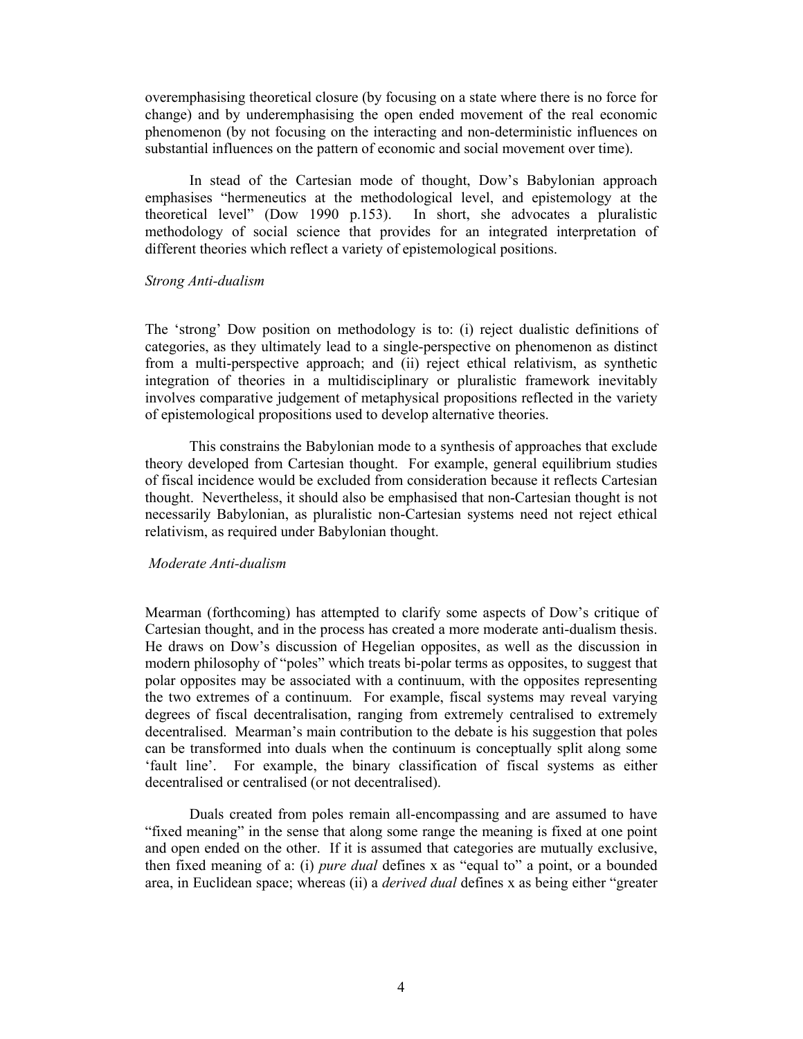overemphasising theoretical closure (by focusing on a state where there is no force for change) and by underemphasising the open ended movement of the real economic phenomenon (by not focusing on the interacting and non-deterministic influences on substantial influences on the pattern of economic and social movement over time).

In stead of the Cartesian mode of thought, Dow's Babylonian approach emphasises "hermeneutics at the methodological level, and epistemology at the theoretical level" (Dow 1990 p.153). In short, she advocates a pluralistic methodology of social science that provides for an integrated interpretation of different theories which reflect a variety of epistemological positions.

### *Strong Anti-dualism*

The 'strong' Dow position on methodology is to: (i) reject dualistic definitions of categories, as they ultimately lead to a single-perspective on phenomenon as distinct from a multi-perspective approach; and (ii) reject ethical relativism, as synthetic integration of theories in a multidisciplinary or pluralistic framework inevitably involves comparative judgement of metaphysical propositions reflected in the variety of epistemological propositions used to develop alternative theories.

This constrains the Babylonian mode to a synthesis of approaches that exclude theory developed from Cartesian thought. For example, general equilibrium studies of fiscal incidence would be excluded from consideration because it reflects Cartesian thought. Nevertheless, it should also be emphasised that non-Cartesian thought is not necessarily Babylonian, as pluralistic non-Cartesian systems need not reject ethical relativism, as required under Babylonian thought.

### *Moderate Anti-dualism*

Mearman (forthcoming) has attempted to clarify some aspects of Dow's critique of Cartesian thought, and in the process has created a more moderate anti-dualism thesis. He draws on Dow's discussion of Hegelian opposites, as well as the discussion in modern philosophy of "poles" which treats bi-polar terms as opposites, to suggest that polar opposites may be associated with a continuum, with the opposites representing the two extremes of a continuum. For example, fiscal systems may reveal varying degrees of fiscal decentralisation, ranging from extremely centralised to extremely decentralised. Mearman's main contribution to the debate is his suggestion that poles can be transformed into duals when the continuum is conceptually split along some 'fault line'. For example, the binary classification of fiscal systems as either decentralised or centralised (or not decentralised).

Duals created from poles remain all-encompassing and are assumed to have "fixed meaning" in the sense that along some range the meaning is fixed at one point and open ended on the other. If it is assumed that categories are mutually exclusive, then fixed meaning of a: (i) *pure dual* defines x as "equal to" a point, or a bounded area, in Euclidean space; whereas (ii) a *derived dual* defines x as being either "greater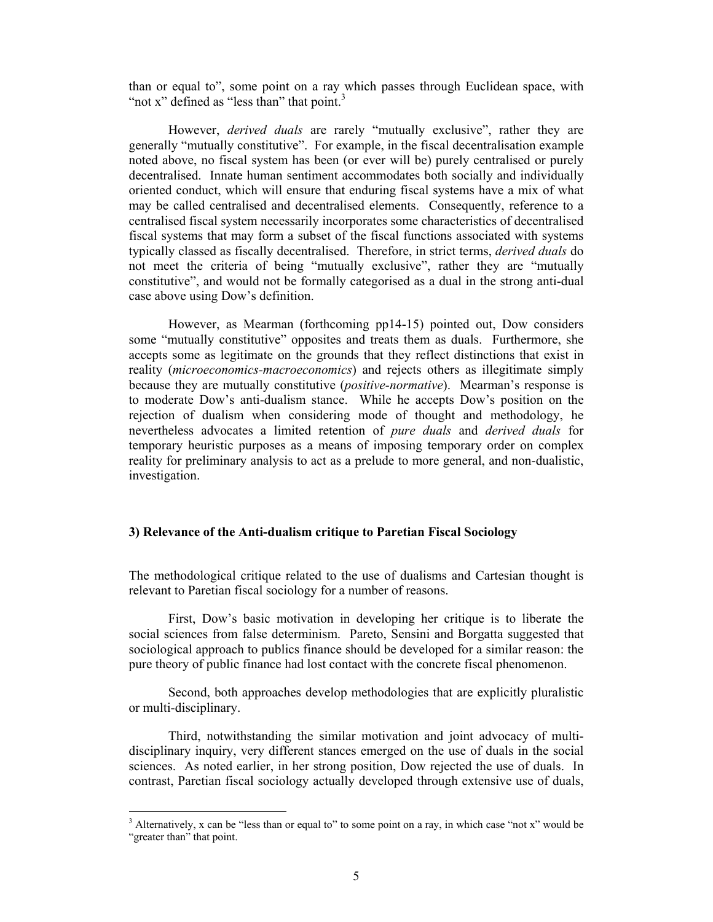than or equal to", some point on a ray which passes through Euclidean space, with "not x" defined as "less than" that point.[3]

However, *derived duals* are rarely "mutually exclusive", rather they are generally "mutually constitutive". For example, in the fiscal decentralisation example noted above, no fiscal system has been (or ever will be) purely centralised or purely decentralised. Innate human sentiment accommodates both socially and individually oriented conduct, which will ensure that enduring fiscal systems have a mix of what may be called centralised and decentralised elements. Consequently, reference to a centralised fiscal system necessarily incorporates some characteristics of decentralised fiscal systems that may form a subset of the fiscal functions associated with systems typically classed as fiscally decentralised. Therefore, in strict terms, *derived duals* do not meet the criteria of being "mutually exclusive", rather they are "mutually constitutive", and would not be formally categorised as a dual in the strong anti-dual case above using Dow's definition.

However, as Mearman (forthcoming pp14-15) pointed out, Dow considers some "mutually constitutive" opposites and treats them as duals. Furthermore, she accepts some as legitimate on the grounds that they reflect distinctions that exist in reality (*microeconomics-macroeconomics*) and rejects others as illegitimate simply because they are mutually constitutive (*positive-normative*). Mearman's response is to moderate Dow's anti-dualism stance. While he accepts Dow's position on the rejection of dualism when considering mode of thought and methodology, he nevertheless advocates a limited retention of *pure duals* and *derived duals* for temporary heuristic purposes as a means of imposing temporary order on complex reality for preliminary analysis to act as a prelude to more general, and non-dualistic, investigation.

### 3) Relevance of the Anti-dualism critique to Paretian Fiscal Sociology

The methodological critique related to the use of dualisms and Cartesian thought is relevant to Paretian fiscal sociology for a number of reasons.

First, Dow's basic motivation in developing her critique is to liberate the social sciences from false determinism. Pareto, Sensini and Borgatta suggested that sociological approach to publics finance should be developed for a similar reason: the pure theory of public finance had lost contact with the concrete fiscal phenomenon.

Second, both approaches develop methodologies that are explicitly pluralistic or multi-disciplinary.

Third, notwithstanding the similar motivation and joint advocacy of multi-disciplinary inquiry, very different stances emerged on the use of duals in the social sciences. As noted earlier, in her strong position, Dow rejected the use of duals. In contrast, Paretian fiscal sociology actually developed through extensive use of duals,

[3] Alternatively, x can be "less than or equal to" to some point on a ray, in which case "not x" would be "greater than" that point.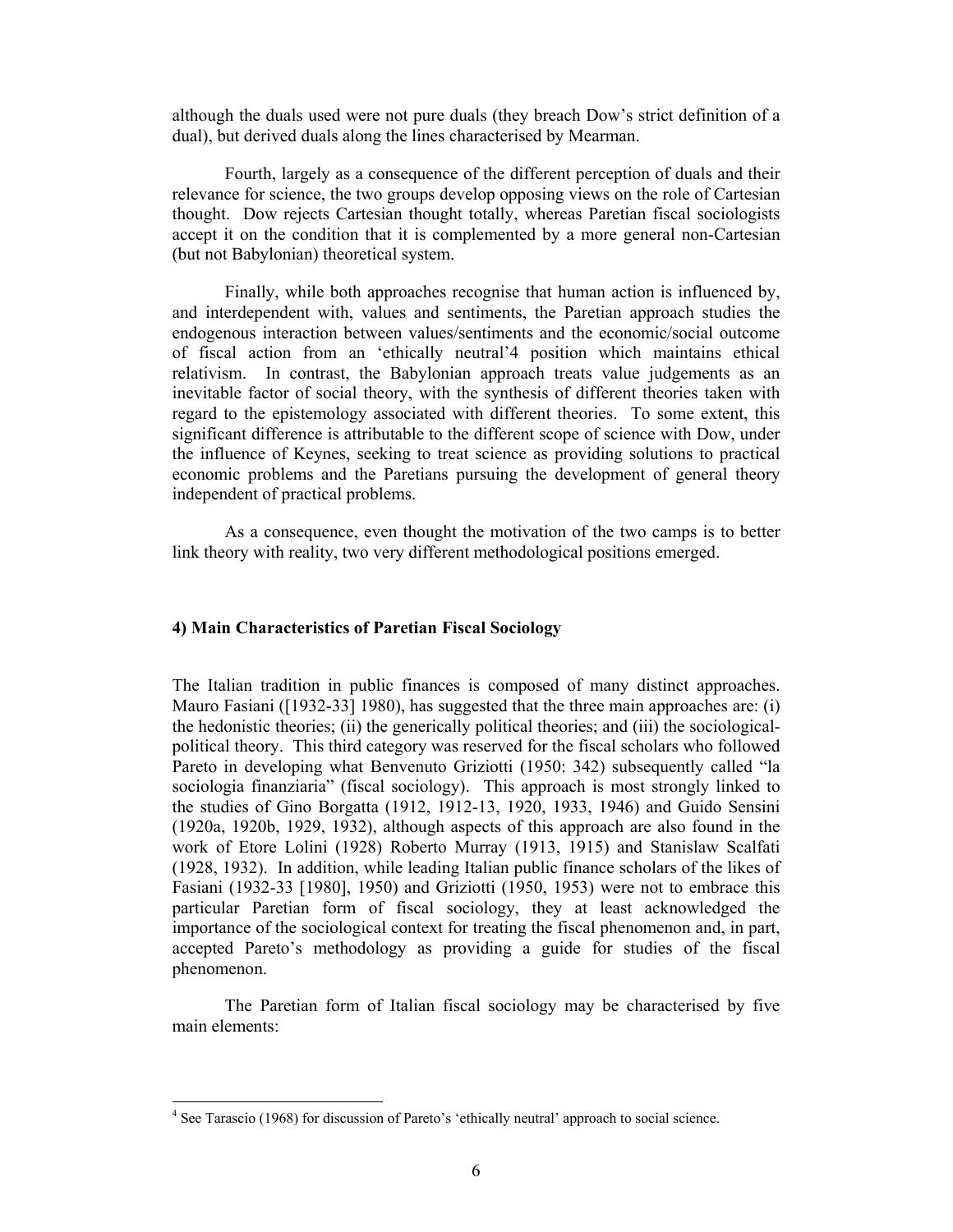although the duals used were not pure duals (they breach Dow's strict definition of a dual), but derived duals along the lines characterised by Mearman.

Fourth, largely as a consequence of the different perception of duals and their relevance for science, the two groups develop opposing views on the role of Cartesian thought. Dow rejects Cartesian thought totally, whereas Paretian fiscal sociologists accept it on the condition that it is complemented by a more general non-Cartesian (but not Babylonian) theoretical system.

Finally, while both approaches recognise that human action is influenced by, and interdependent with, values and sentiments, the Paretian approach studies the endogenous interaction between values/sentiments and the economic/social outcome of fiscal action from an 'ethically neutral'[4] position which maintains ethical relativism. In contrast, the Babylonian approach treats value judgements as an inevitable factor of social theory, with the synthesis of different theories taken with regard to the epistemology associated with different theories. To some extent, this significant difference is attributable to the different scope of science with Dow, under the influence of Keynes, seeking to treat science as providing solutions to practical economic problems and the Paretians pursuing the development of general theory independent of practical problems.

As a consequence, even thought the motivation of the two camps is to better link theory with reality, two very different methodological positions emerged.

## 4) Main Characteristics of Paretian Fiscal Sociology

The Italian tradition in public finances is composed of many distinct approaches. Mauro Fasiani ([1932-33] 1980), has suggested that the three main approaches are: (i) the hedonistic theories; (ii) the generically political theories; and (iii) the sociological-political theory. This third category was reserved for the fiscal scholars who followed Pareto in developing what Benvenuto Griziotti (1950: 342) subsequently called "la sociologia finanziaria" (fiscal sociology). This approach is most strongly linked to the studies of Gino Borgatta (1912, 1912-13, 1920, 1933, 1946) and Guido Sensini (1920a, 1920b, 1929, 1932), although aspects of this approach are also found in the work of Etore Lolini (1928) Roberto Murray (1913, 1915) and Stanislaw Scalfati (1928, 1932). In addition, while leading Italian public finance scholars of the likes of Fasiani (1932-33 [1980], 1950) and Griziotti (1950, 1953) were not to embrace this particular Paretian form of fiscal sociology, they at least acknowledged the importance of the sociological context for treating the fiscal phenomenon and, in part, accepted Pareto's methodology as providing a guide for studies of the fiscal phenomenon.

The Paretian form of Italian fiscal sociology may be characterised by five main elements:

---

[4] See Tarascio (1968) for discussion of Pareto's 'ethically neutral' approach to social science.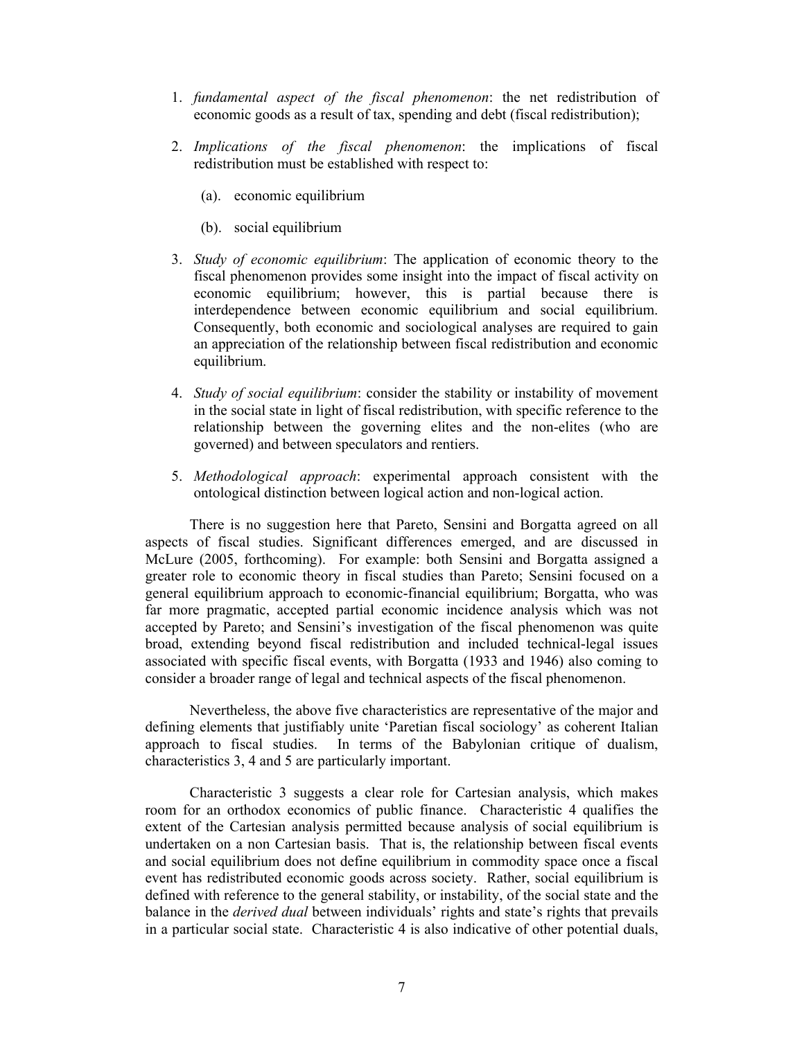1. *fundamental aspect of the fiscal phenomenon*: the net redistribution of economic goods as a result of tax, spending and debt (fiscal redistribution);

2. *Implications of the fiscal phenomenon*: the implications of fiscal redistribution must be established with respect to:

   (a). economic equilibrium

   (b). social equilibrium

3. *Study of economic equilibrium*: The application of economic theory to the fiscal phenomenon provides some insight into the impact of fiscal activity on economic equilibrium; however, this is partial because there is interdependence between economic equilibrium and social equilibrium. Consequently, both economic and sociological analyses are required to gain an appreciation of the relationship between fiscal redistribution and economic equilibrium.

4. *Study of social equilibrium*: consider the stability or instability of movement in the social state in light of fiscal redistribution, with specific reference to the relationship between the governing elites and the non-elites (who are governed) and between speculators and rentiers.

5. *Methodological approach*: experimental approach consistent with the ontological distinction between logical action and non-logical action.

There is no suggestion here that Pareto, Sensini and Borgatta agreed on all aspects of fiscal studies. Significant differences emerged, and are discussed in McLure (2005, forthcoming). For example: both Sensini and Borgatta assigned a greater role to economic theory in fiscal studies than Pareto; Sensini focused on a general equilibrium approach to economic-financial equilibrium; Borgatta, who was far more pragmatic, accepted partial economic incidence analysis which was not accepted by Pareto; and Sensini's investigation of the fiscal phenomenon was quite broad, extending beyond fiscal redistribution and included technical-legal issues associated with specific fiscal events, with Borgatta (1933 and 1946) also coming to consider a broader range of legal and technical aspects of the fiscal phenomenon.

Nevertheless, the above five characteristics are representative of the major and defining elements that justifiably unite 'Paretian fiscal sociology' as coherent Italian approach to fiscal studies. In terms of the Babylonian critique of dualism, characteristics 3, 4 and 5 are particularly important.

Characteristic 3 suggests a clear role for Cartesian analysis, which makes room for an orthodox economics of public finance. Characteristic 4 qualifies the extent of the Cartesian analysis permitted because analysis of social equilibrium is undertaken on a non Cartesian basis. That is, the relationship between fiscal events and social equilibrium does not define equilibrium in commodity space once a fiscal event has redistributed economic goods across society. Rather, social equilibrium is defined with reference to the general stability, or instability, of the social state and the balance in the *derived dual* between individuals' rights and state's rights that prevails in a particular social state. Characteristic 4 is also indicative of other potential duals,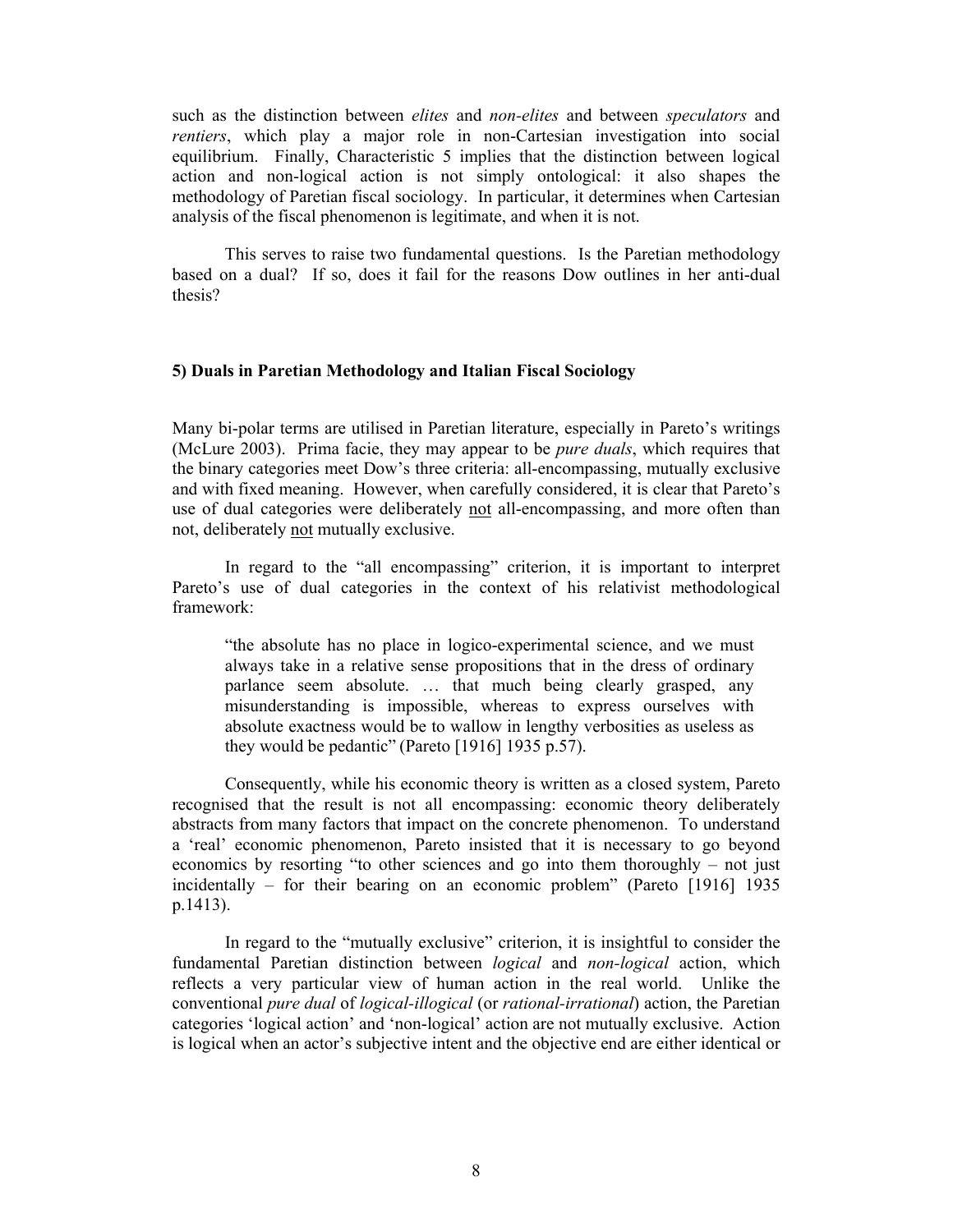such as the distinction between *elites* and *non-elites* and between *speculators* and *rentiers*, which play a major role in non-Cartesian investigation into social equilibrium. Finally, Characteristic 5 implies that the distinction between logical action and non-logical action is not simply ontological: it also shapes the methodology of Paretian fiscal sociology. In particular, it determines when Cartesian analysis of the fiscal phenomenon is legitimate, and when it is not.

This serves to raise two fundamental questions. Is the Paretian methodology based on a dual? If so, does it fail for the reasons Dow outlines in her anti-dual thesis?

### 5) Duals in Paretian Methodology and Italian Fiscal Sociology

Many bi-polar terms are utilised in Paretian literature, especially in Pareto's writings (McLure 2003). Prima facie, they may appear to be *pure duals*, which requires that the binary categories meet Dow's three criteria: all-encompassing, mutually exclusive and with fixed meaning. However, when carefully considered, it is clear that Pareto's use of dual categories were deliberately <u>not</u> all-encompassing, and more often than not, deliberately <u>not</u> mutually exclusive.

In regard to the "all encompassing" criterion, it is important to interpret Pareto's use of dual categories in the context of his relativist methodological framework:

> "the absolute has no place in logico-experimental science, and we must always take in a relative sense propositions that in the dress of ordinary parlance seem absolute. … that much being clearly grasped, any misunderstanding is impossible, whereas to express ourselves with absolute exactness would be to wallow in lengthy verbosities as useless as they would be pedantic" (Pareto [1916] 1935 p.57).

Consequently, while his economic theory is written as a closed system, Pareto recognised that the result is not all encompassing: economic theory deliberately abstracts from many factors that impact on the concrete phenomenon. To understand a 'real' economic phenomenon, Pareto insisted that it is necessary to go beyond economics by resorting "to other sciences and go into them thoroughly – not just incidentally – for their bearing on an economic problem" (Pareto [1916] 1935 p.1413).

In regard to the "mutually exclusive" criterion, it is insightful to consider the fundamental Paretian distinction between *logical* and *non-logical* action, which reflects a very particular view of human action in the real world. Unlike the conventional *pure dual* of *logical-illogical* (or *rational-irrational*) action, the Paretian categories 'logical action' and 'non-logical' action are not mutually exclusive. Action is logical when an actor's subjective intent and the objective end are either identical or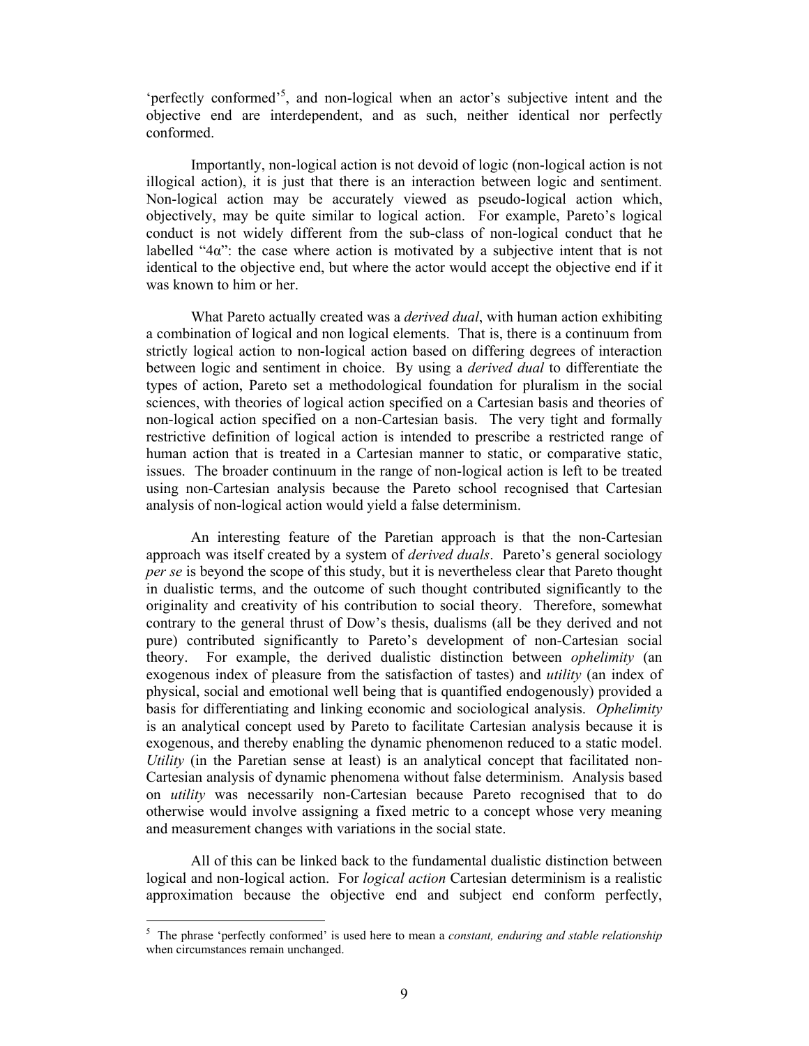'perfectly conformed'[5], and non-logical when an actor's subjective intent and the objective end are interdependent, and as such, neither identical nor perfectly conformed.

Importantly, non-logical action is not devoid of logic (non-logical action is not illogical action), it is just that there is an interaction between logic and sentiment. Non-logical action may be accurately viewed as pseudo-logical action which, objectively, may be quite similar to logical action. For example, Pareto's logical conduct is not widely different from the sub-class of non-logical conduct that he labelled "4α": the case where action is motivated by a subjective intent that is not identical to the objective end, but where the actor would accept the objective end if it was known to him or her.

What Pareto actually created was a *derived dual*, with human action exhibiting a combination of logical and non logical elements. That is, there is a continuum from strictly logical action to non-logical action based on differing degrees of interaction between logic and sentiment in choice. By using a *derived dual* to differentiate the types of action, Pareto set a methodological foundation for pluralism in the social sciences, with theories of logical action specified on a Cartesian basis and theories of non-logical action specified on a non-Cartesian basis. The very tight and formally restrictive definition of logical action is intended to prescribe a restricted range of human action that is treated in a Cartesian manner to static, or comparative static, issues. The broader continuum in the range of non-logical action is left to be treated using non-Cartesian analysis because the Pareto school recognised that Cartesian analysis of non-logical action would yield a false determinism.

An interesting feature of the Paretian approach is that the non-Cartesian approach was itself created by a system of *derived duals*. Pareto's general sociology *per se* is beyond the scope of this study, but it is nevertheless clear that Pareto thought in dualistic terms, and the outcome of such thought contributed significantly to the originality and creativity of his contribution to social theory. Therefore, somewhat contrary to the general thrust of Dow's thesis, dualisms (all be they derived and not pure) contributed significantly to Pareto's development of non-Cartesian social theory. For example, the derived dualistic distinction between *ophelimity* (an exogenous index of pleasure from the satisfaction of tastes) and *utility* (an index of physical, social and emotional well being that is quantified endogenously) provided a basis for differentiating and linking economic and sociological analysis. *Ophelimity* is an analytical concept used by Pareto to facilitate Cartesian analysis because it is exogenous, and thereby enabling the dynamic phenomenon reduced to a static model. *Utility* (in the Paretian sense at least) is an analytical concept that facilitated non-Cartesian analysis of dynamic phenomena without false determinism. Analysis based on *utility* was necessarily non-Cartesian because Pareto recognised that to do otherwise would involve assigning a fixed metric to a concept whose very meaning and measurement changes with variations in the social state.

All of this can be linked back to the fundamental dualistic distinction between logical and non-logical action. For *logical action* Cartesian determinism is a realistic approximation because the objective end and subject end conform perfectly,

---

[5] The phrase 'perfectly conformed' is used here to mean a *constant, enduring and stable relationship* when circumstances remain unchanged.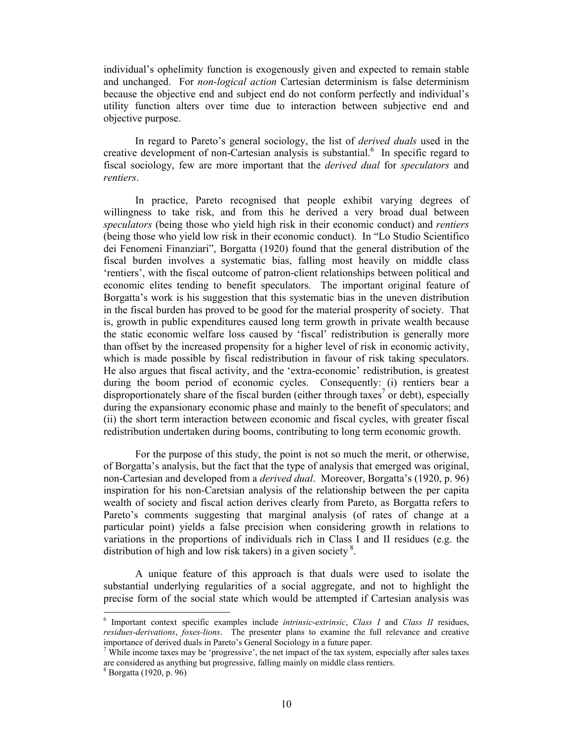individual's ophelimity function is exogenously given and expected to remain stable and unchanged. For *non-logical action* Cartesian determinism is false determinism because the objective end and subject end do not conform perfectly and individual's utility function alters over time due to interaction between subjective end and objective purpose.

In regard to Pareto's general sociology, the list of *derived duals* used in the creative development of non-Cartesian analysis is substantial.[6] In specific regard to fiscal sociology, few are more important that the *derived dual* for *speculators* and *rentiers*.

In practice, Pareto recognised that people exhibit varying degrees of willingness to take risk, and from this he derived a very broad dual between *speculators* (being those who yield high risk in their economic conduct) and *rentiers* (being those who yield low risk in their economic conduct). In "Lo Studio Scientifico dei Fenomeni Finanziari", Borgatta (1920) found that the general distribution of the fiscal burden involves a systematic bias, falling most heavily on middle class 'rentiers', with the fiscal outcome of patron-client relationships between political and economic elites tending to benefit speculators. The important original feature of Borgatta's work is his suggestion that this systematic bias in the uneven distribution in the fiscal burden has proved to be good for the material prosperity of society. That is, growth in public expenditures caused long term growth in private wealth because the static economic welfare loss caused by 'fiscal' redistribution is generally more than offset by the increased propensity for a higher level of risk in economic activity, which is made possible by fiscal redistribution in favour of risk taking speculators. He also argues that fiscal activity, and the 'extra-economic' redistribution, is greatest during the boom period of economic cycles. Consequently: (i) rentiers bear a disproportionately share of the fiscal burden (either through taxes[7] or debt), especially during the expansionary economic phase and mainly to the benefit of speculators; and (ii) the short term interaction between economic and fiscal cycles, with greater fiscal redistribution undertaken during booms, contributing to long term economic growth.

For the purpose of this study, the point is not so much the merit, or otherwise, of Borgatta's analysis, but the fact that the type of analysis that emerged was original, non-Cartesian and developed from a *derived dual*. Moreover, Borgatta's (1920, p. 96) inspiration for his non-Caretsian analysis of the relationship between the per capita wealth of society and fiscal action derives clearly from Pareto, as Borgatta refers to Pareto's comments suggesting that marginal analysis (of rates of change at a particular point) yields a false precision when considering growth in relations to variations in the proportions of individuals rich in Class I and II residues (e.g. the distribution of high and low risk takers) in a given society [8].

A unique feature of this approach is that duals were used to isolate the substantial underlying regularities of a social aggregate, and not to highlight the precise form of the social state which would be attempted if Cartesian analysis was

---

[6] Important context specific examples include *intrinsic-extrinsic*, *Class I* and *Class II* residues, *residues-derivations*, *foxes-lions*. The presenter plans to examine the full relevance and creative importance of derived duals in Pareto's General Sociology in a future paper.

[7] While income taxes may be 'progressive', the net impact of the tax system, especially after sales taxes are considered as anything but progressive, falling mainly on middle class rentiers.

[8] Borgatta (1920, p. 96)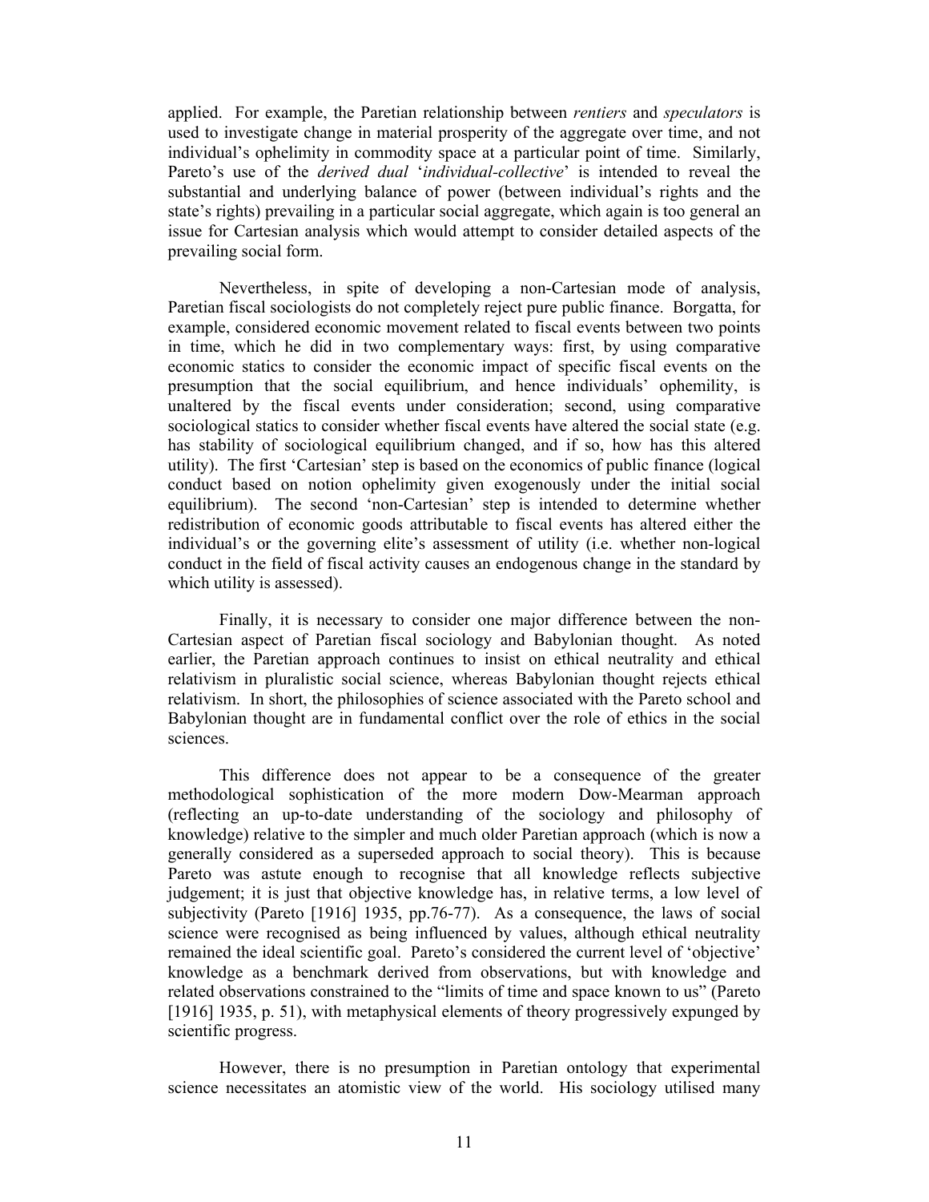applied. For example, the Paretian relationship between *rentiers* and *speculators* is used to investigate change in material prosperity of the aggregate over time, and not individual's ophelimity in commodity space at a particular point of time. Similarly, Pareto's use of the *derived dual* '*individual-collective*' is intended to reveal the substantial and underlying balance of power (between individual's rights and the state's rights) prevailing in a particular social aggregate, which again is too general an issue for Cartesian analysis which would attempt to consider detailed aspects of the prevailing social form.

Nevertheless, in spite of developing a non-Cartesian mode of analysis, Paretian fiscal sociologists do not completely reject pure public finance. Borgatta, for example, considered economic movement related to fiscal events between two points in time, which he did in two complementary ways: first, by using comparative economic statics to consider the economic impact of specific fiscal events on the presumption that the social equilibrium, and hence individuals' ophemility, is unaltered by the fiscal events under consideration; second, using comparative sociological statics to consider whether fiscal events have altered the social state (e.g. has stability of sociological equilibrium changed, and if so, how has this altered utility). The first 'Cartesian' step is based on the economics of public finance (logical conduct based on notion ophelimity given exogenously under the initial social equilibrium). The second 'non-Cartesian' step is intended to determine whether redistribution of economic goods attributable to fiscal events has altered either the individual's or the governing elite's assessment of utility (i.e. whether non-logical conduct in the field of fiscal activity causes an endogenous change in the standard by which utility is assessed).

Finally, it is necessary to consider one major difference between the non-Cartesian aspect of Paretian fiscal sociology and Babylonian thought. As noted earlier, the Paretian approach continues to insist on ethical neutrality and ethical relativism in pluralistic social science, whereas Babylonian thought rejects ethical relativism. In short, the philosophies of science associated with the Pareto school and Babylonian thought are in fundamental conflict over the role of ethics in the social sciences.

This difference does not appear to be a consequence of the greater methodological sophistication of the more modern Dow-Mearman approach (reflecting an up-to-date understanding of the sociology and philosophy of knowledge) relative to the simpler and much older Paretian approach (which is now a generally considered as a superseded approach to social theory). This is because Pareto was astute enough to recognise that all knowledge reflects subjective judgement; it is just that objective knowledge has, in relative terms, a low level of subjectivity (Pareto [1916] 1935, pp.76-77). As a consequence, the laws of social science were recognised as being influenced by values, although ethical neutrality remained the ideal scientific goal. Pareto's considered the current level of 'objective' knowledge as a benchmark derived from observations, but with knowledge and related observations constrained to the "limits of time and space known to us" (Pareto [1916] 1935, p. 51), with metaphysical elements of theory progressively expunged by scientific progress.

However, there is no presumption in Paretian ontology that experimental science necessitates an atomistic view of the world. His sociology utilised many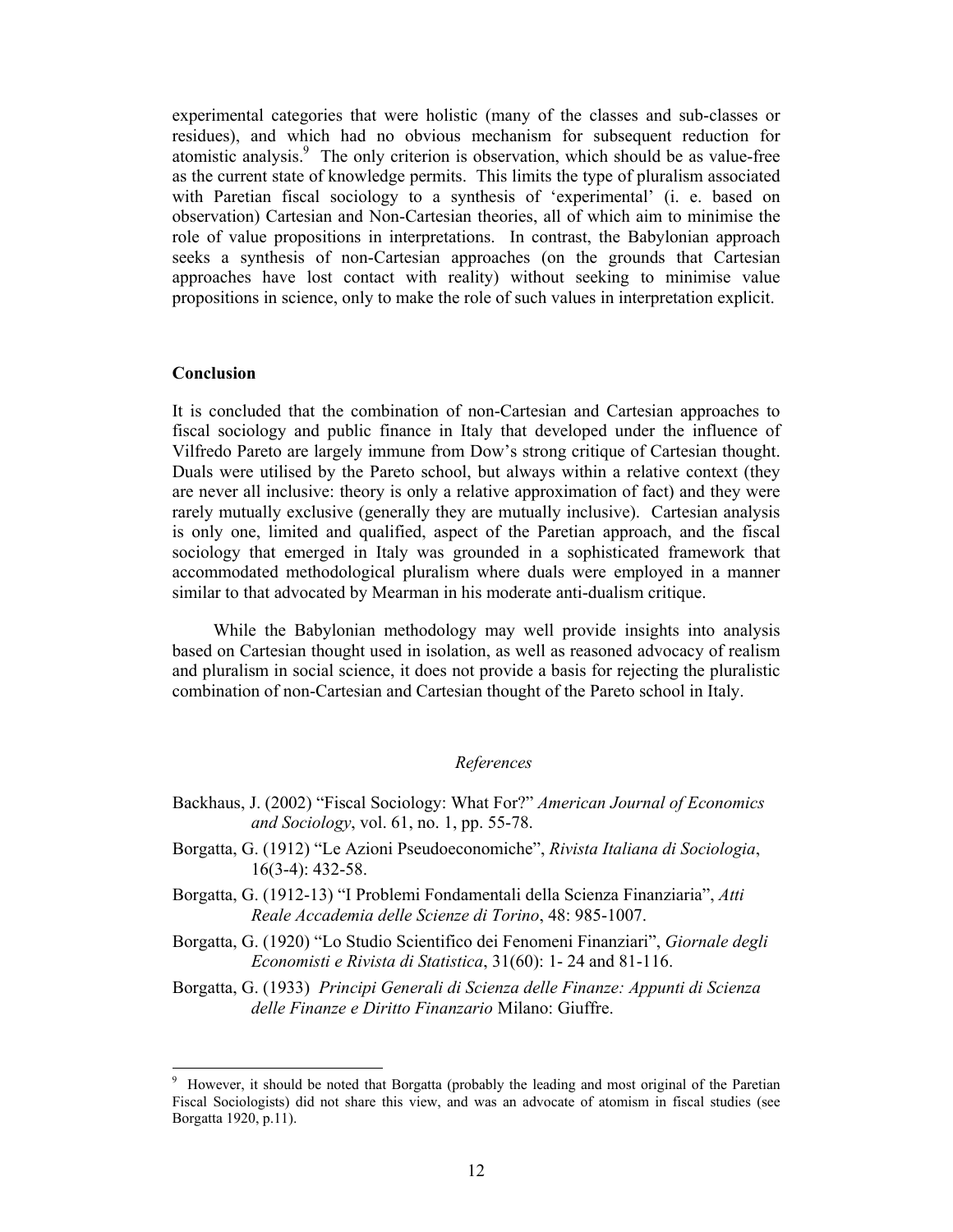experimental categories that were holistic (many of the classes and sub-classes or residues), and which had no obvious mechanism for subsequent reduction for atomistic analysis.[9] The only criterion is observation, which should be as value-free as the current state of knowledge permits. This limits the type of pluralism associated with Paretian fiscal sociology to a synthesis of 'experimental' (i. e. based on observation) Cartesian and Non-Cartesian theories, all of which aim to minimise the role of value propositions in interpretations. In contrast, the Babylonian approach seeks a synthesis of non-Cartesian approaches (on the grounds that Cartesian approaches have lost contact with reality) without seeking to minimise value propositions in science, only to make the role of such values in interpretation explicit.

## Conclusion

It is concluded that the combination of non-Cartesian and Cartesian approaches to fiscal sociology and public finance in Italy that developed under the influence of Vilfredo Pareto are largely immune from Dow's strong critique of Cartesian thought. Duals were utilised by the Pareto school, but always within a relative context (they are never all inclusive: theory is only a relative approximation of fact) and they were rarely mutually exclusive (generally they are mutually inclusive). Cartesian analysis is only one, limited and qualified, aspect of the Paretian approach, and the fiscal sociology that emerged in Italy was grounded in a sophisticated framework that accommodated methodological pluralism where duals were employed in a manner similar to that advocated by Mearman in his moderate anti-dualism critique.

While the Babylonian methodology may well provide insights into analysis based on Cartesian thought used in isolation, as well as reasoned advocacy of realism and pluralism in social science, it does not provide a basis for rejecting the pluralistic combination of non-Cartesian and Cartesian thought of the Pareto school in Italy.

### *References*

Backhaus, J. (2002) "Fiscal Sociology: What For?" *American Journal of Economics and Sociology*, vol. 61, no. 1, pp. 55-78.

Borgatta, G. (1912) "Le Azioni Pseudoeconomiche", *Rivista Italiana di Sociologia*, 16(3-4): 432-58.

Borgatta, G. (1912-13) "I Problemi Fondamentali della Scienza Finanziaria", *Atti Reale Accademia delle Scienze di Torino*, 48: 985-1007.

Borgatta, G. (1920) "Lo Studio Scientifico dei Fenomeni Finanziari", *Giornale degli Economisti e Rivista di Statistica*, 31(60): 1- 24 and 81-116.

Borgatta, G. (1933) *Principi Generali di Scienza delle Finanze: Appunti di Scienza delle Finanze e Diritto Finanzario* Milano: Giuffre.

---

[9] However, it should be noted that Borgatta (probably the leading and most original of the Paretian Fiscal Sociologists) did not share this view, and was an advocate of atomism in fiscal studies (see Borgatta 1920, p.11).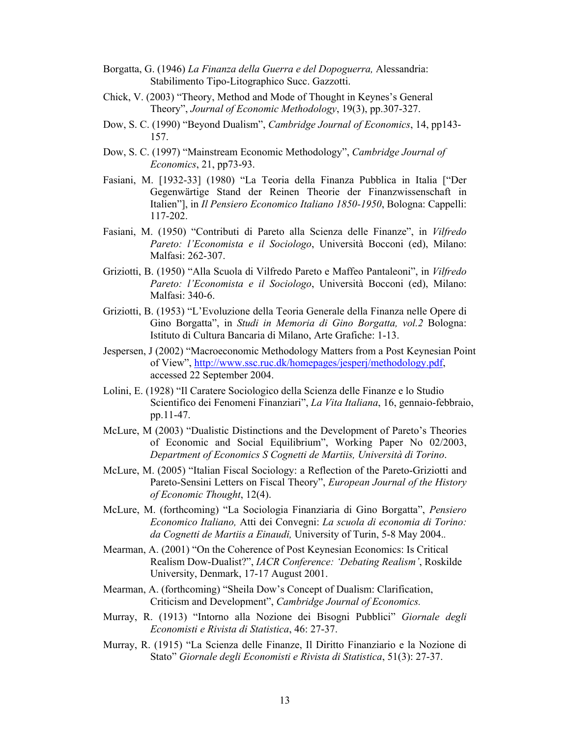Borgatta, G. (1946) *La Finanza della Guerra e del Dopoguerra,* Alessandria: Stabilimento Tipo-Litographico Succ. Gazzotti.

Chick, V. (2003) "Theory, Method and Mode of Thought in Keynes's General Theory", *Journal of Economic Methodology*, 19(3), pp.307-327.

Dow, S. C. (1990) "Beyond Dualism", *Cambridge Journal of Economics*, 14, pp143-157.

Dow, S. C. (1997) "Mainstream Economic Methodology", *Cambridge Journal of Economics*, 21, pp73-93.

Fasiani, M. [1932-33] (1980) "La Teoria della Finanza Pubblica in Italia ["Der Gegenwärtige Stand der Reinen Theorie der Finanzwissenschaft in Italien"], in *Il Pensiero Economico Italiano 1850-1950*, Bologna: Cappelli: 117-202.

Fasiani, M. (1950) "Contributi di Pareto alla Scienza delle Finanze", in *Vilfredo Pareto: l'Economista e il Sociologo*, Università Bocconi (ed), Milano: Malfasi: 262-307.

Griziotti, B. (1950) "Alla Scuola di Vilfredo Pareto e Maffeo Pantaleoni", in *Vilfredo Pareto: l'Economista e il Sociologo*, Università Bocconi (ed), Milano: Malfasi: 340-6.

Griziotti, B. (1953) "L'Evoluzione della Teoria Generale della Finanza nelle Opere di Gino Borgatta", in *Studi in Memoria di Gino Borgatta, vol.2* Bologna: Istituto di Cultura Bancaria di Milano, Arte Grafiche: 1-13.

Jespersen, J (2002) "Macroeconomic Methodology Matters from a Post Keynesian Point of View", http://www.ssc.ruc.dk/homepages/jesperj/methodology.pdf, accessed 22 September 2004.

Lolini, E. (1928) "Il Caratere Sociologico della Scienza delle Finanze e lo Studio Scientifico dei Fenomeni Finanziari", *La Vita Italiana*, 16, gennaio-febbraio, pp.11-47.

McLure, M (2003) "Dualistic Distinctions and the Development of Pareto's Theories of Economic and Social Equilibrium", Working Paper No 02/2003, *Department of Economics S Cognetti de Martiis, Università di Torino*.

McLure, M. (2005) "Italian Fiscal Sociology: a Reflection of the Pareto-Griziotti and Pareto-Sensini Letters on Fiscal Theory", *European Journal of the History of Economic Thought*, 12(4).

McLure, M. (forthcoming) "La Sociologia Finanziaria di Gino Borgatta", *Pensiero Economico Italiano,* Atti dei Convegni: *La scuola di economia di Torino: da Cognetti de Martiis a Einaudi,* University of Turin, 5-8 May 2004..

Mearman, A. (2001) "On the Coherence of Post Keynesian Economics: Is Critical Realism Dow-Dualist?", *IACR Conference: 'Debating Realism'*, Roskilde University, Denmark, 17-17 August 2001.

Mearman, A. (forthcoming) "Sheila Dow's Concept of Dualism: Clarification, Criticism and Development", *Cambridge Journal of Economics.*

Murray, R. (1913) "Intorno alla Nozione dei Bisogni Pubblici" *Giornale degli Economisti e Rivista di Statistica*, 46: 27-37.

Murray, R. (1915) "La Scienza delle Finanze, Il Diritto Finanziario e la Nozione di Stato" *Giornale degli Economisti e Rivista di Statistica*, 51(3): 27-37.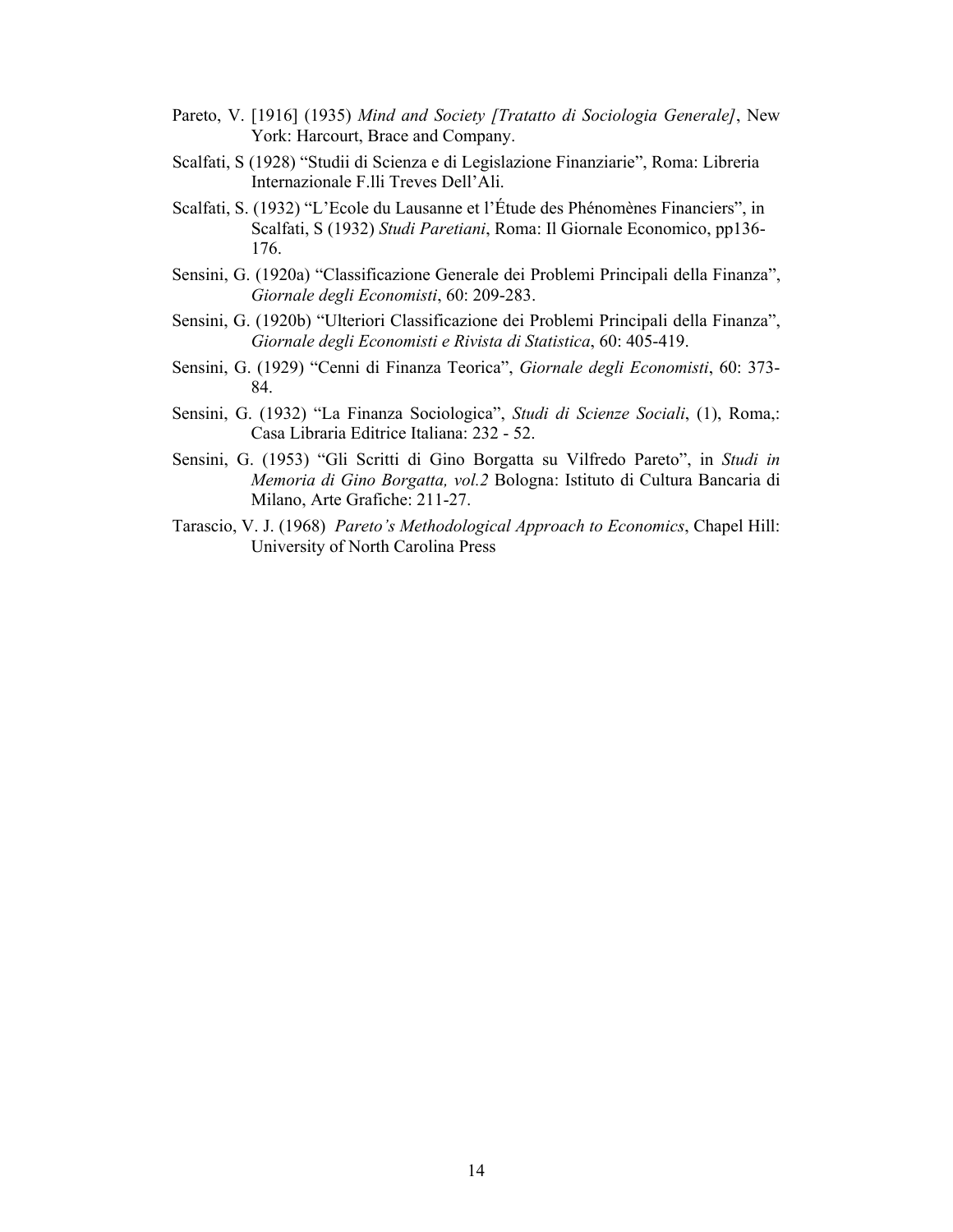Pareto, V. [1916] (1935) *Mind and Society [Tratatto di Sociologia Generale]*, New York: Harcourt, Brace and Company.

Scalfati, S (1928) "Studii di Scienza e di Legislazione Finanziarie", Roma: Libreria Internazionale F.lli Treves Dell'Ali.

Scalfati, S. (1932) "L'Ecole du Lausanne et l'Étude des Phénomènes Financiers", in Scalfati, S (1932) *Studi Paretiani*, Roma: Il Giornale Economico, pp136-176.

Sensini, G. (1920a) "Classificazione Generale dei Problemi Principali della Finanza", *Giornale degli Economisti*, 60: 209-283.

Sensini, G. (1920b) "Ulteriori Classificazione dei Problemi Principali della Finanza", *Giornale degli Economisti e Rivista di Statistica*, 60: 405-419.

Sensini, G. (1929) "Cenni di Finanza Teorica", *Giornale degli Economisti*, 60: 373-84.

Sensini, G. (1932) "La Finanza Sociologica", *Studi di Scienze Sociali*, (1), Roma,: Casa Libraria Editrice Italiana: 232 - 52.

Sensini, G. (1953) "Gli Scritti di Gino Borgatta su Vilfredo Pareto", in *Studi in Memoria di Gino Borgatta, vol.2* Bologna: Istituto di Cultura Bancaria di Milano, Arte Grafiche: 211-27.

Tarascio, V. J. (1968) *Pareto's Methodological Approach to Economics*, Chapel Hill: University of North Carolina Press